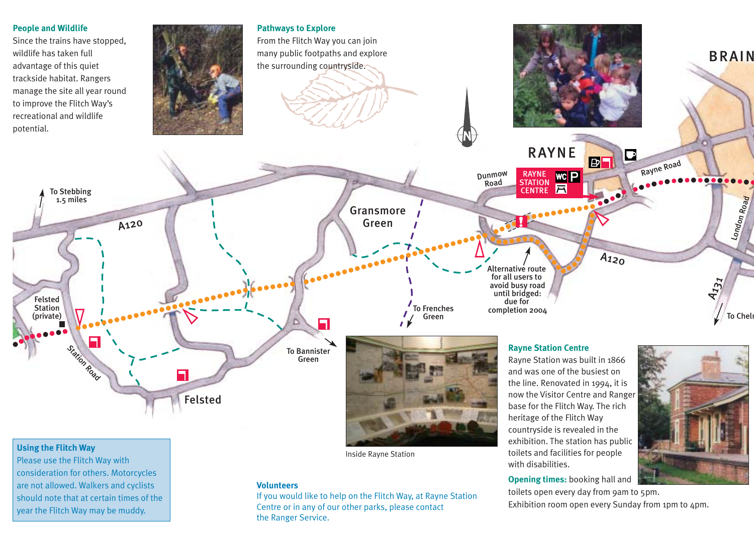## People and Wildlife

Since the trains have stopped, wildlife has taken full advantage of this quiet trackside habitat. Rangers manage the site all year round to improve the Flitch Way's recreational and wildlife potential.

## Pathways to Explore

From the Flitch Way you can join many public footpaths and explore the surrounding countryside.

BRAIN

RAYNE

Dunmow Road

RAYNE STATION CENTRE

Rayne Road

To Stebbing 1.5 miles

A120

Gransmore Green

London Road

A120

Alternative route for all users to avoid busy road until bridged: due for completion 2004

A131

To Chelı

Felsted Station (private)

Station Road

To Frenches Green

To Bannister Green

Felsted

Inside Rayne Station

## Rayne Station Centre

Rayne Station was built in 1866 and was one of the busiest on the line. Renovated in 1994, it is now the Visitor Centre and Ranger base for the Flitch Way. The rich heritage of the Flitch Way countryside is revealed in the exhibition. The station has public toilets and facilities for people with disabilities.

**Opening times:** booking hall and toilets open every day from 9am to 5pm.
Exhibition room open every Sunday from 1pm to 4pm.

## Using the Flitch Way

Please use the Flitch Way with consideration for others. Motorcycles are not allowed. Walkers and cyclists should note that at certain times of the year the Flitch Way may be muddy.

## Volunteers

If you would like to help on the Flitch Way, at Rayne Station Centre or in any of our other parks, please contact the Ranger Service.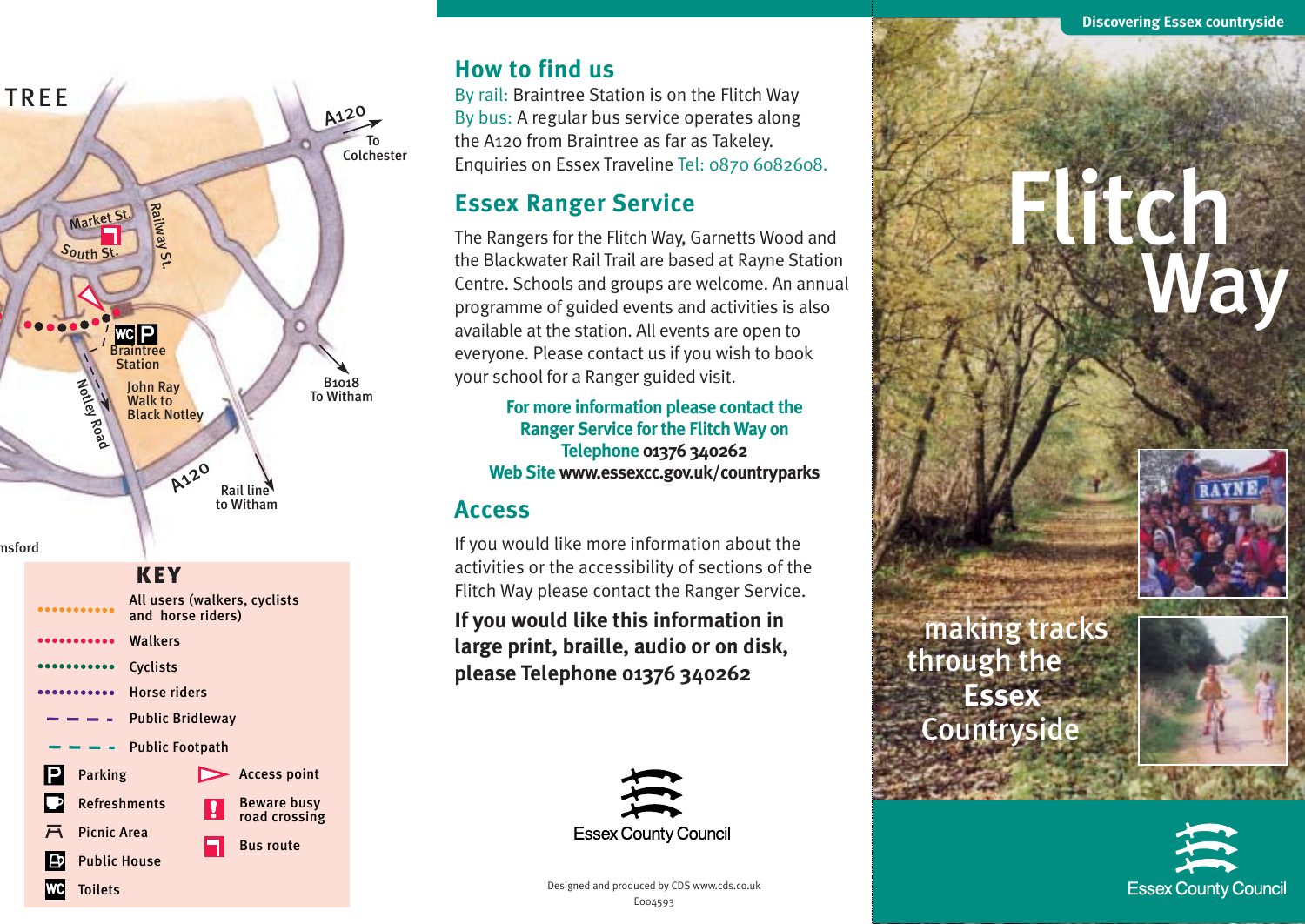TREE

A120 To Colchester

Market St.

South St.

Railway St.

Braintree Station

John Ray Walk to Black Notley

Notley Road

B1018 To Witham

A120

Rail line to Witham

msford

## KEY

- All users (walkers, cyclists and horse riders)
- Walkers
- Cyclists
- Horse riders
- Public Bridleway
- Public Footpath
- Parking
- Refreshments
- Picnic Area
- Public House
- Toilets
- Access point
- Beware busy road crossing
- Bus route

## How to find us

By rail: Braintree Station is on the Flitch Way
By bus: A regular bus service operates along the A120 from Braintree as far as Takeley.
Enquiries on Essex Traveline Tel: 0870 6082608.

## Essex Ranger Service

The Rangers for the Flitch Way, Garnetts Wood and the Blackwater Rail Trail are based at Rayne Station Centre. Schools and groups are welcome. An annual programme of guided events and activities is also available at the station. All events are open to everyone. Please contact us if you wish to book your school for a Ranger guided visit.

**For more information please contact the Ranger Service for the Flitch Way on Telephone 01376 340262**
**Web Site www.essexcc.gov.uk/countryparks**

## Access

If you would like more information about the activities or the accessibility of sections of the Flitch Way please contact the Ranger Service.

**If you would like this information in large print, braille, audio or on disk, please Telephone 01376 340262**

Essex County Council

Designed and produced by CDS www.cds.co.uk
E004593

Discovering Essex countryside

# Flitch Way

making tracks through the Essex Countryside

RAYNE

Essex County Council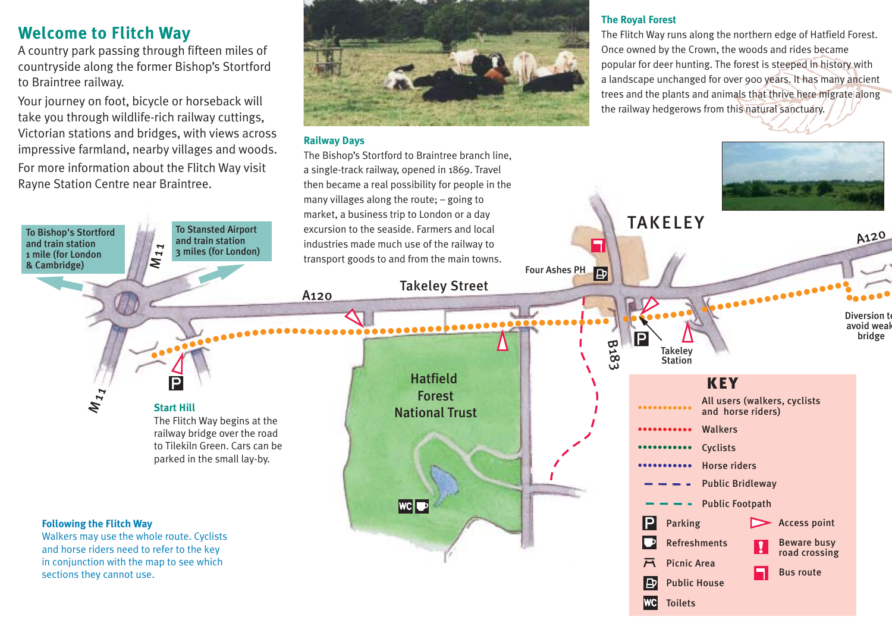## Welcome to Flitch Way

A country park passing through fifteen miles of countryside along the former Bishop's Stortford to Braintree railway.

Your journey on foot, bicycle or horseback will take you through wildlife-rich railway cuttings, Victorian stations and bridges, with views across impressive farmland, nearby villages and woods.

For more information about the Flitch Way visit Rayne Station Centre near Braintree.

### Railway Days

The Bishop's Stortford to Braintree branch line, a single-track railway, opened in 1869. Travel then became a real possibility for people in the many villages along the route; – going to market, a business trip to London or a day excursion to the seaside. Farmers and local industries made much use of the railway to transport goods to and from the main towns.

### The Royal Forest

The Flitch Way runs along the northern edge of Hatfield Forest. Once owned by the Crown, the woods and rides became popular for deer hunting. The forest is steeped in history with a landscape unchanged for over 900 years. It has many ancient trees and the plants and animals that thrive here migrate along the railway hedgerows from this natural sanctuary.

To Bishop's Stortford and train station 1 mile (for London & Cambridge)

To Stansted Airport and train station 3 miles (for London)

M11

A120

Takeley Street

Four Ashes PH

TAKELEY

B183

Takeley Station

Diversion to avoid weak bridge

Hatfield Forest National Trust

### Start Hill

The Flitch Way begins at the railway bridge over the road to Tilekiln Green. Cars can be parked in the small lay-by.

### Following the Flitch Way

Walkers may use the whole route. Cyclists and horse riders need to refer to the key in conjunction with the map to see which sections they cannot use.

### KEY

- All users (walkers, cyclists and horse riders)
- Walkers
- Cyclists
- Horse riders
- Public Bridleway
- Public Footpath
- Parking
- Refreshments
- Picnic Area
- Public House
- Toilets
- Access point
- Beware busy road crossing
- Bus route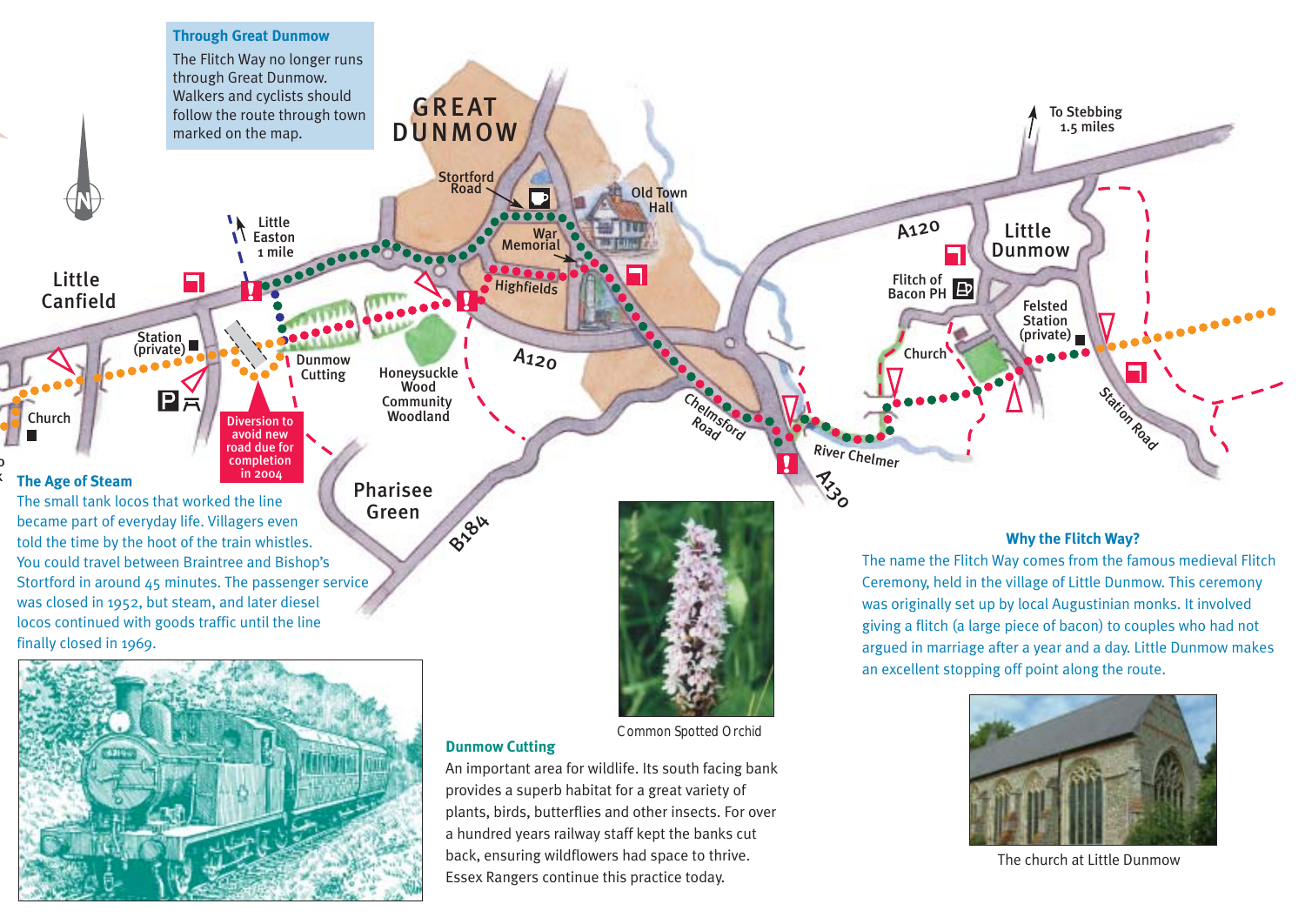## Through Great Dunmow

The Flitch Way no longer runs through Great Dunmow. Walkers and cyclists should follow the route through town marked on the map.

GREAT DUNMOW

Stortford Road

Old Town Hall

War Memorial

Highfields

A120

Little Easton 1 mile

Little Canfield

Station (private)

Church

Dunmow Cutting

Honeysuckle Wood Community Woodland

Diversion to avoid new road due for completion in 2004

Pharisee Green

B184

Chelmsford Road

A130

River Chelmer

To Stebbing 1.5 miles

Little Dunmow

Flitch of Bacon PH

Church

Felsted Station (private)

Station Road

## The Age of Steam

The small tank locos that worked the line became part of everyday life. Villagers even told the time by the hoot of the train whistles. You could travel between Braintree and Bishop's Stortford in around 45 minutes. The passenger service was closed in 1952, but steam, and later diesel locos continued with goods traffic until the line finally closed in 1969.

Common Spotted Orchid

## Dunmow Cutting

An important area for wildlife. Its south facing bank provides a superb habitat for a great variety of plants, birds, butterflies and other insects. For over a hundred years railway staff kept the banks cut back, ensuring wildflowers had space to thrive. Essex Rangers continue this practice today.

## Why the Flitch Way?

The name the Flitch Way comes from the famous medieval Flitch Ceremony, held in the village of Little Dunmow. This ceremony was originally set up by local Augustinian monks. It involved giving a flitch (a large piece of bacon) to couples who had not argued in marriage after a year and a day. Little Dunmow makes an excellent stopping off point along the route.

The church at Little Dunmow